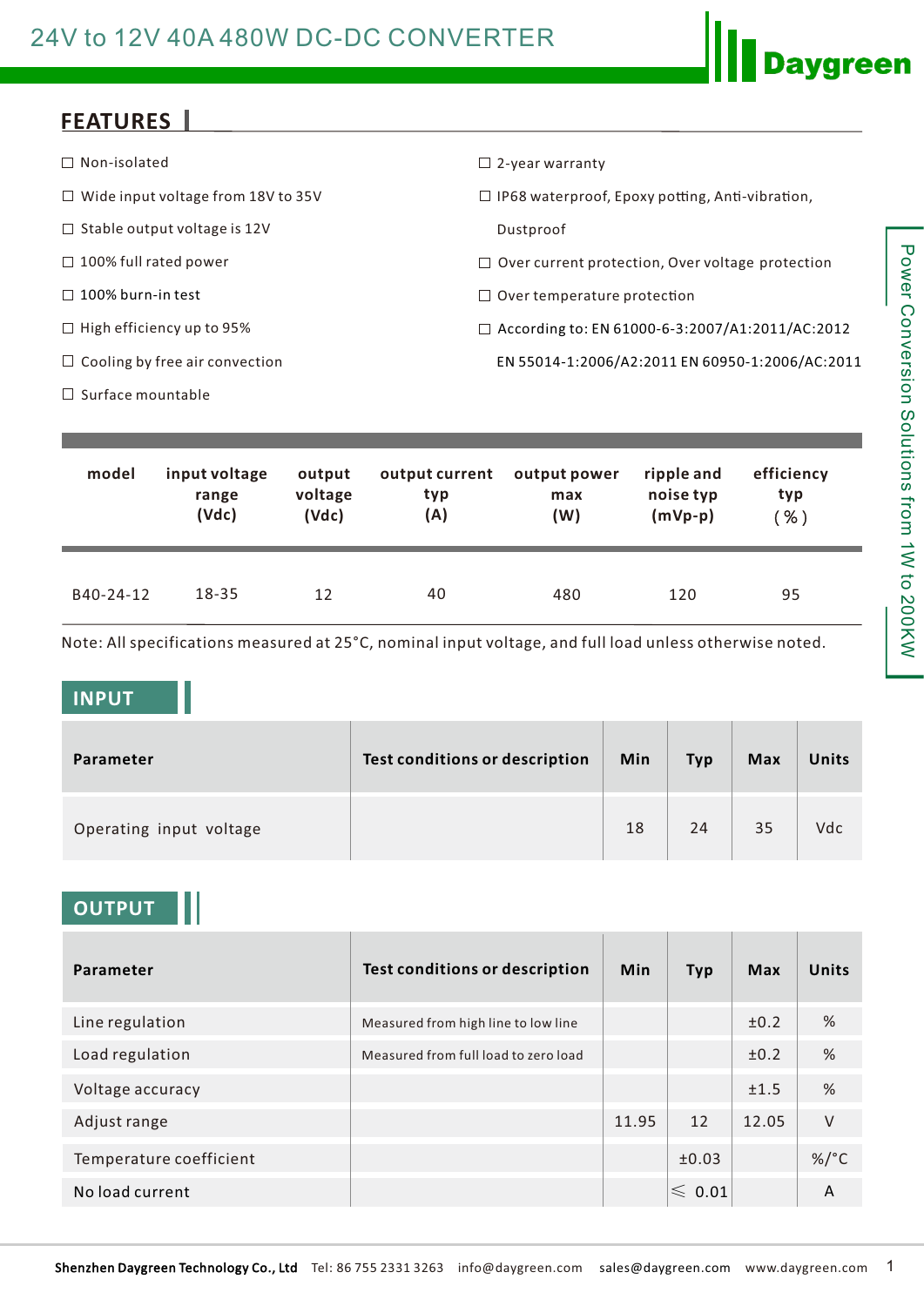# 24V to 12V 40A 480W DC-DC CONVERTER

## FEATURES

- ☐ Non-isolated
- ☐ Wide input voltage from 18V to 35V
- ☐ Stable output voltage is 12V
- ☐ 100% full rated power
- ☐ 100% burn-in test
- ☐ High efficiency up to 95%
- ☐ Cooling by free air convection
- ☐ Surface mountable
- ☐ 2-year warranty
- ☐ IP68 waterproof, Epoxy potting, Anti-vibration, Dustproof
- ☐ Over current protection, Over voltage protection
- ☐ Over temperature protection
- ☐ According to: EN 61000-6-3:2007/A1:2011/AC:2012 EN 55014-1:2006/A2:2011 EN 60950-1:2006/AC:2011

| model | input voltage range (Vdc) | output voltage (Vdc) | output current typ (A) | output power max (W) | ripple and noise typ (mVp-p) | efficiency typ ( % ) |
|---|---|---|---|---|---|---|
| B40-24-12 | 18-35 | 12 | 40 | 480 | 120 | 95 |

Note: All specifications measured at 25°C, nominal input voltage, and full load unless otherwise noted.

## INPUT

| Parameter | Test conditions or description | Min | Typ | Max | Units |
|---|---|---|---|---|---|
| Operating input voltage | | 18 | 24 | 35 | Vdc |

## OUTPUT

| Parameter | Test conditions or description | Min | Typ | Max | Units |
|---|---|---|---|---|---|
| Line regulation | Measured from high line to low line | | | ±0.2 | % |
| Load regulation | Measured from full load to zero load | | | ±0.2 | % |
| Voltage accuracy | | | | ±1.5 | % |
| Adjust range | | 11.95 | 12 | 12.05 | V |
| Temperature coefficient | | | ±0.03 | | %/°C |
| No load current | | | ⩽ 0.01 | | A |

Shenzhen Daygreen Technology Co., Ltd Tel: 86 755 2331 3263 info@daygreen.com sales@daygreen.com www.daygreen.com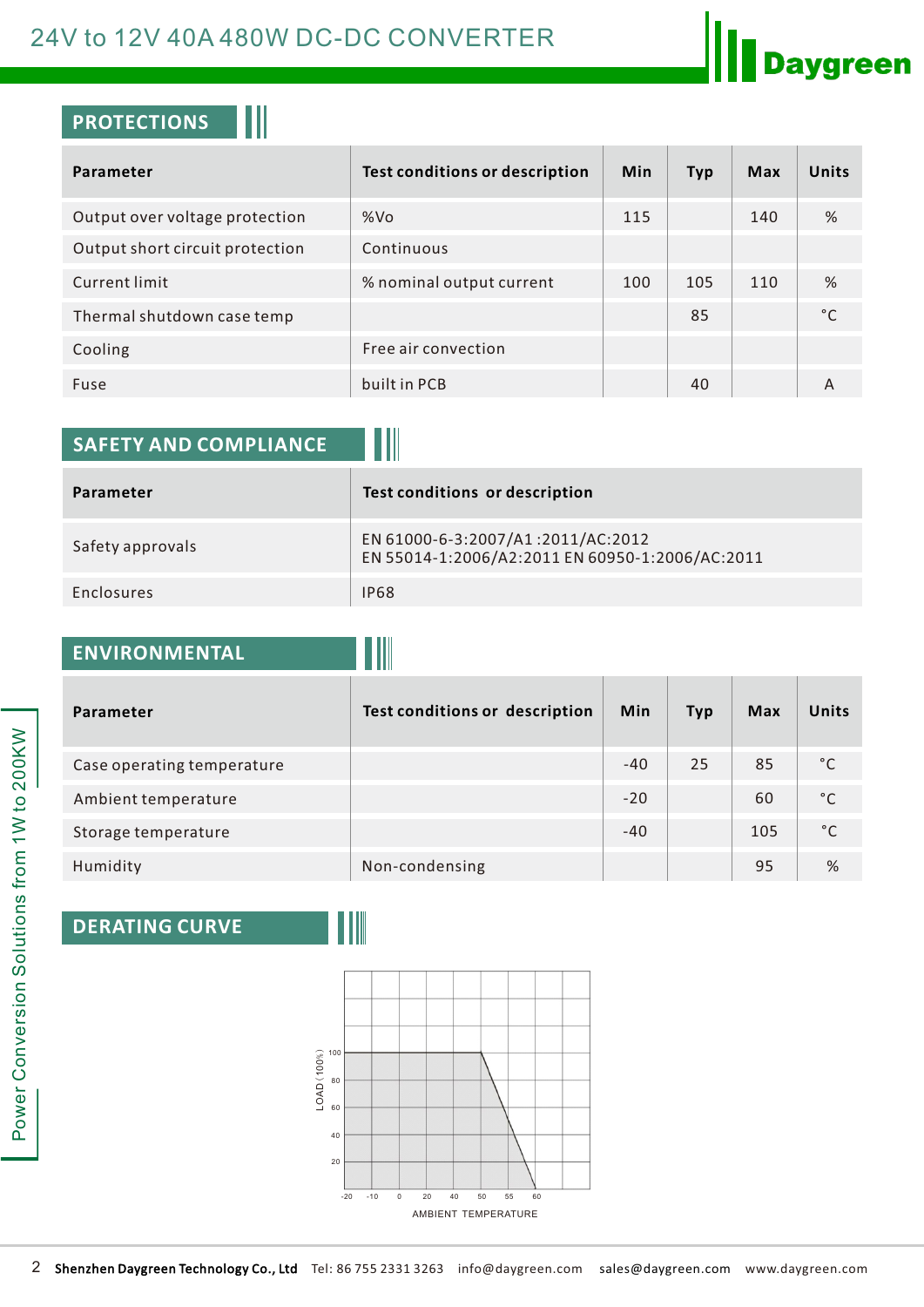## PROTECTIONS

| Parameter | Test conditions or description | Min | Typ | Max | Units |
|---|---|---|---|---|---|
| Output over voltage protection | %Vo | 115 | | 140 | % |
| Output short circuit protection | Continuous | | | | |
| Current limit | % nominal output current | 100 | 105 | 110 | % |
| Thermal shutdown case temp | | | 85 | | °C |
| Cooling | Free air convection | | | | |
| Fuse | built in PCB | | 40 | | A |

## SAFETY AND COMPLIANCE

| Parameter | Test conditions or description |
|---|---|
| Safety approvals | EN 61000-6-3:2007/A1 :2011/AC:2012<br>EN 55014-1:2006/A2:2011 EN 60950-1:2006/AC:2011 |
| Enclosures | IP68 |

## ENVIRONMENTAL

| Parameter | Test conditions or description | Min | Typ | Max | Units |
|---|---|---|---|---|---|
| Case operating temperature | | -40 | 25 | 85 | °C |
| Ambient temperature | | -20 | | 60 | °C |
| Storage temperature | | -40 | | 105 | °C |
| Humidity | Non-condensing | | | 95 | % |

## DERATING CURVE

LOAD (100%)

100
80
60
40
20

-20 -10 0 20 40 50 55 60

AMBIENT TEMPERATURE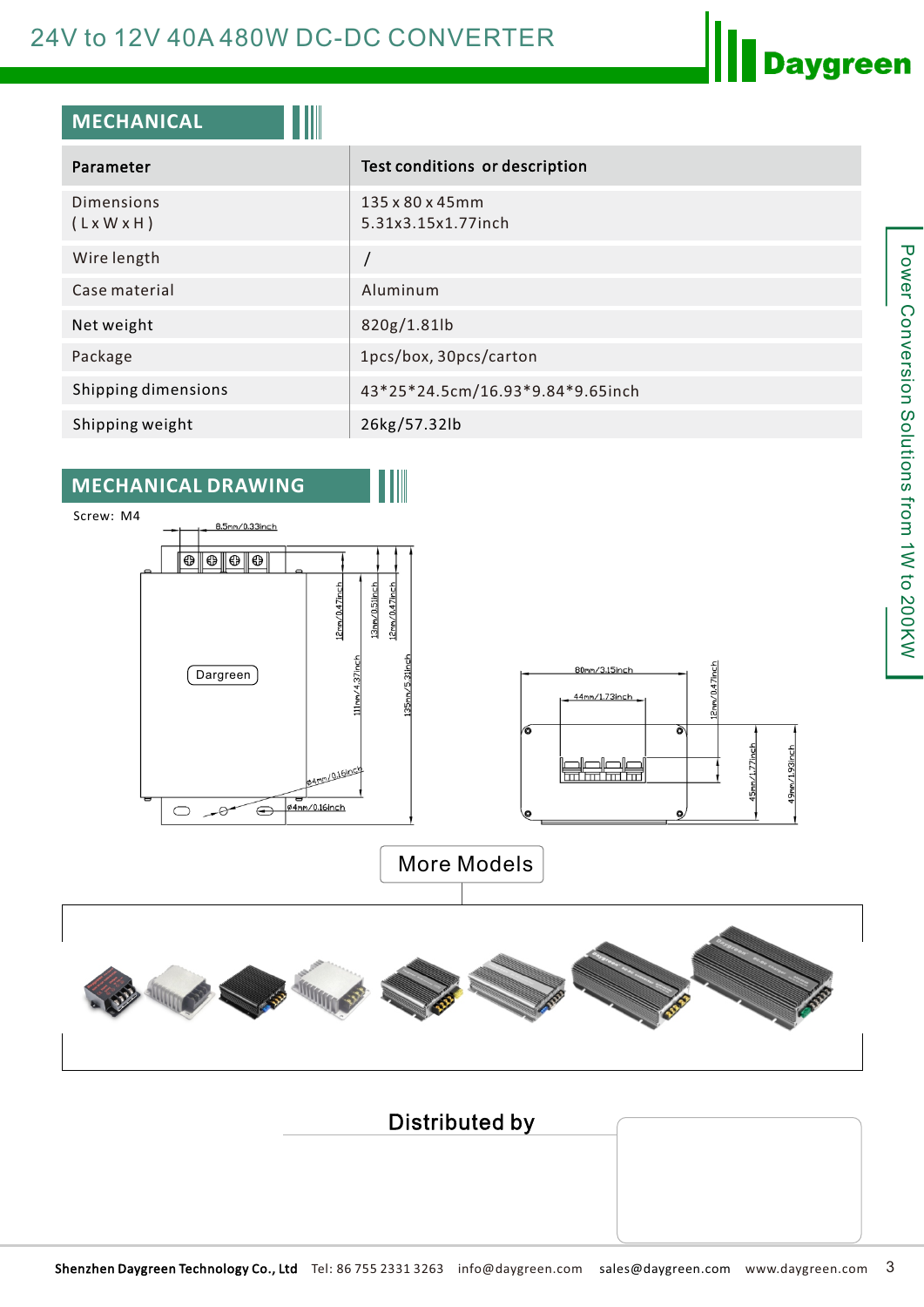## MECHANICAL

| Parameter | Test conditions or description |
|---|---|
| Dimensions ( L x W x H ) | 135 x 80 x 45mm<br>5.31x3.15x1.77inch |
| Wire length | / |
| Case material | Aluminum |
| Net weight | 820g/1.81lb |
| Package | 1pcs/box, 30pcs/carton |
| Shipping dimensions | 43*25*24.5cm/16.93*9.84*9.65inch |
| Shipping weight | 26kg/57.32lb |

## MECHANICAL DRAWING

Screw: M4

8.5mm/0.33inch
12mm/0.47inch
13mm/0.51inch
12mm/0.47inch
111mm/4.37inch
135mm/5.31inch
Dargreen
Ø4mm/0.16inch
Ø4mm/0.16inch

80mm/3.15inch
44mm/1.73inch
12mm/0.47inch
45mm/1.77inch
49mm/1.93inch

More Models

Distributed by